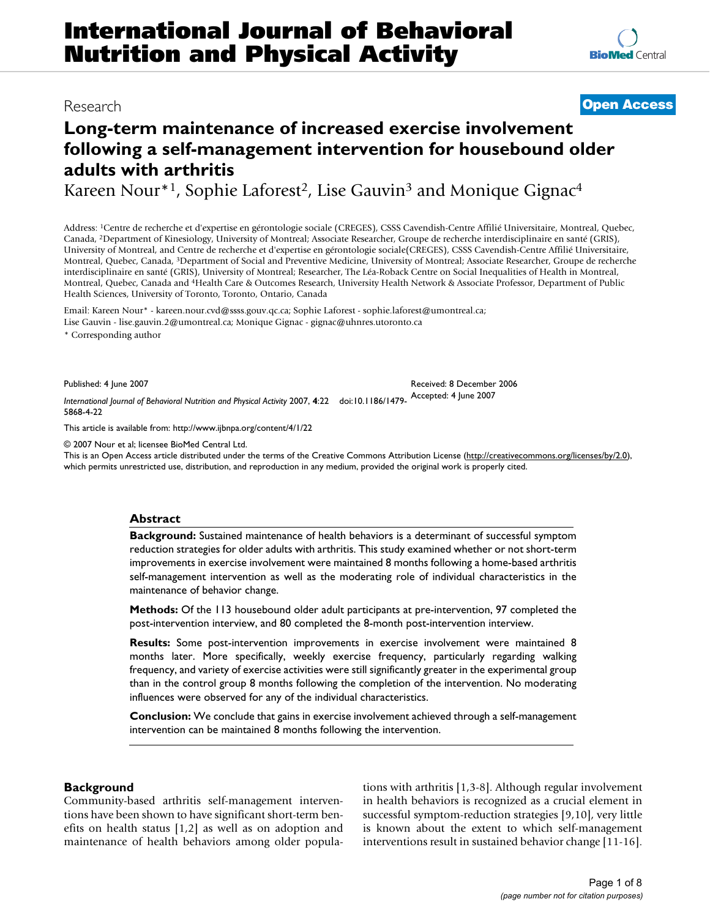# Long-term maintenance of increased exercise involvement following a self-management intervention for housebound older adults with arthritis

Research | Open Access

Kareen Nour*[1], Sophie Laforest[2], Lise Gauvin[3] and Monique Gignac[4]

Address: [1]Centre de recherche et d'expertise en gérontologie sociale (CREGES), CSSS Cavendish-Centre Affilié Universitaire, Montreal, Quebec, Canada, [2]Department of Kinesiology, University of Montreal; Associate Researcher, Groupe de recherche interdisciplinaire en santé (GRIS), University of Montreal, and Centre de recherche et d'expertise en gérontologie sociale(CREGES), CSSS Cavendish-Centre Affilié Universitaire, Montreal, Quebec, Canada, [3]Department of Social and Preventive Medicine, University of Montreal; Associate Researcher, Groupe de recherche interdisciplinaire en santé (GRIS), University of Montreal; Researcher, The Léa-Roback Centre on Social Inequalities of Health in Montreal, Montreal, Quebec, Canada and [4]Health Care & Outcomes Research, University Health Network & Associate Professor, Department of Public Health Sciences, University of Toronto, Toronto, Ontario, Canada

Email: Kareen Nour* - kareen.nour.cvd@ssss.gouv.qc.ca; Sophie Laforest - sophie.laforest@umontreal.ca; Lise Gauvin - lise.gauvin.2@umontreal.ca; Monique Gignac - gignac@uhnres.utoronto.ca

\* Corresponding author

Published: 4 June 2007

Received: 8 December 2006

Accepted: 4 June 2007

*International Journal of Behavioral Nutrition and Physical Activity* 2007, **4**:22 doi:10.1186/1479-5868-4-22

This article is available from: http://www.ijbnpa.org/content/4/1/22

© 2007 Nour et al; licensee BioMed Central Ltd.

This is an Open Access article distributed under the terms of the Creative Commons Attribution License (http://creativecommons.org/licenses/by/2.0), which permits unrestricted use, distribution, and reproduction in any medium, provided the original work is properly cited.

## Abstract

**Background:** Sustained maintenance of health behaviors is a determinant of successful symptom reduction strategies for older adults with arthritis. This study examined whether or not short-term improvements in exercise involvement were maintained 8 months following a home-based arthritis self-management intervention as well as the moderating role of individual characteristics in the maintenance of behavior change.

**Methods:** Of the 113 housebound older adult participants at pre-intervention, 97 completed the post-intervention interview, and 80 completed the 8-month post-intervention interview.

**Results:** Some post-intervention improvements in exercise involvement were maintained 8 months later. More specifically, weekly exercise frequency, particularly regarding walking frequency, and variety of exercise activities were still significantly greater in the experimental group than in the control group 8 months following the completion of the intervention. No moderating influences were observed for any of the individual characteristics.

**Conclusion:** We conclude that gains in exercise involvement achieved through a self-management intervention can be maintained 8 months following the intervention.

## Background

Community-based arthritis self-management interventions have been shown to have significant short-term benefits on health status [1,2] as well as on adoption and maintenance of health behaviors among older populations with arthritis [1,3-8]. Although regular involvement in health behaviors is recognized as a crucial element in successful symptom-reduction strategies [9,10], very little is known about the extent to which self-management interventions result in sustained behavior change [11-16].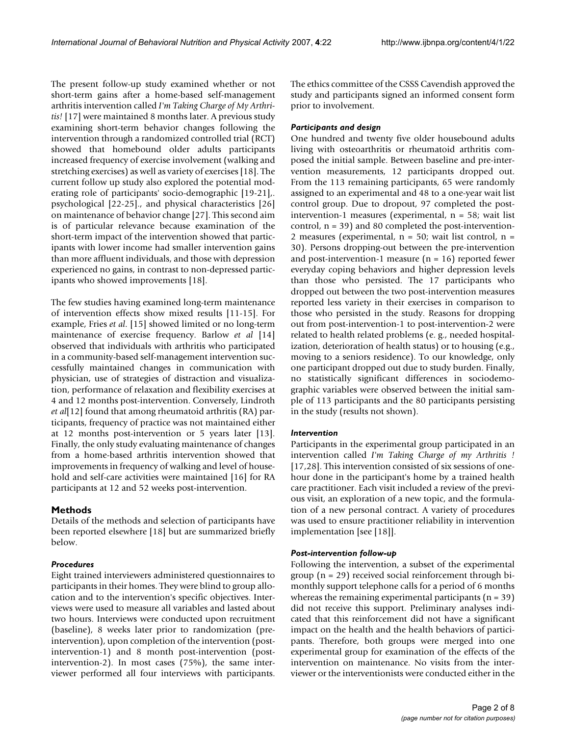The present follow-up study examined whether or not short-term gains after a home-based self-management arthritis intervention called *I'm Taking Charge of My Arthritis!* [17] were maintained 8 months later. A previous study examining short-term behavior changes following the intervention through a randomized controlled trial (RCT) showed that homebound older adults participants increased frequency of exercise involvement (walking and stretching exercises) as well as variety of exercises [18]. The current follow up study also explored the potential moderating role of participants' socio-demographic [19-21],. psychological [22-25]., and physical characteristics [26] on maintenance of behavior change [27]. This second aim is of particular relevance because examination of the short-term impact of the intervention showed that participants with lower income had smaller intervention gains than more affluent individuals, and those with depression experienced no gains, in contrast to non-depressed participants who showed improvements [18].

The few studies having examined long-term maintenance of intervention effects show mixed results [11-15]. For example, Fries *et al*. [15] showed limited or no long-term maintenance of exercise frequency. Barlow *et al* [14] observed that individuals with arthritis who participated in a community-based self-management intervention successfully maintained changes in communication with physician, use of strategies of distraction and visualization, performance of relaxation and flexibility exercises at 4 and 12 months post-intervention. Conversely, Lindroth *et al*[12] found that among rheumatoid arthritis (RA) participants, frequency of practice was not maintained either at 12 months post-intervention or 5 years later [13]. Finally, the only study evaluating maintenance of changes from a home-based arthritis intervention showed that improvements in frequency of walking and level of household and self-care activities were maintained [16] for RA participants at 12 and 52 weeks post-intervention.

## Methods

Details of the methods and selection of participants have been reported elsewhere [18] but are summarized briefly below.

### *Procedures*

Eight trained interviewers administered questionnaires to participants in their homes. They were blind to group allocation and to the intervention's specific objectives. Interviews were used to measure all variables and lasted about two hours. Interviews were conducted upon recruitment (baseline), 8 weeks later prior to randomization (pre-intervention), upon completion of the intervention (post-intervention-1) and 8 month post-intervention (post-intervention-2). In most cases (75%), the same interviewer performed all four interviews with participants. The ethics committee of the CSSS Cavendish approved the study and participants signed an informed consent form prior to involvement.

### *Participants and design*

One hundred and twenty five older housebound adults living with osteoarthritis or rheumatoid arthritis composed the initial sample. Between baseline and pre-intervention measurements, 12 participants dropped out. From the 113 remaining participants, 65 were randomly assigned to an experimental and 48 to a one-year wait list control group. Due to dropout, 97 completed the post-intervention-1 measures (experimental, n = 58; wait list control, n = 39) and 80 completed the post-intervention-2 measures (experimental, n = 50; wait list control, n = 30). Persons dropping-out between the pre-intervention and post-intervention-1 measure (n = 16) reported fewer everyday coping behaviors and higher depression levels than those who persisted. The 17 participants who dropped out between the two post-intervention measures reported less variety in their exercises in comparison to those who persisted in the study. Reasons for dropping out from post-intervention-1 to post-intervention-2 were related to health related problems (e. g., needed hospitalization, deterioration of health status) or to housing (e.g., moving to a seniors residence). To our knowledge, only one participant dropped out due to study burden. Finally, no statistically significant differences in sociodemographic variables were observed between the initial sample of 113 participants and the 80 participants persisting in the study (results not shown).

### *Intervention*

Participants in the experimental group participated in an intervention called *I'm Taking Charge of my Arthritis !* [17,28]. This intervention consisted of six sessions of one-hour done in the participant's home by a trained health care practitioner. Each visit included a review of the previous visit, an exploration of a new topic, and the formulation of a new personal contract. A variety of procedures was used to ensure practitioner reliability in intervention implementation [see [18]].

### *Post-intervention follow-up*

Following the intervention, a subset of the experimental group (n = 29) received social reinforcement through bi-monthly support telephone calls for a period of 6 months whereas the remaining experimental participants (n = 39) did not receive this support. Preliminary analyses indicated that this reinforcement did not have a significant impact on the health and the health behaviors of participants. Therefore, both groups were merged into one experimental group for examination of the effects of the intervention on maintenance. No visits from the interviewer or the interventionists were conducted either in the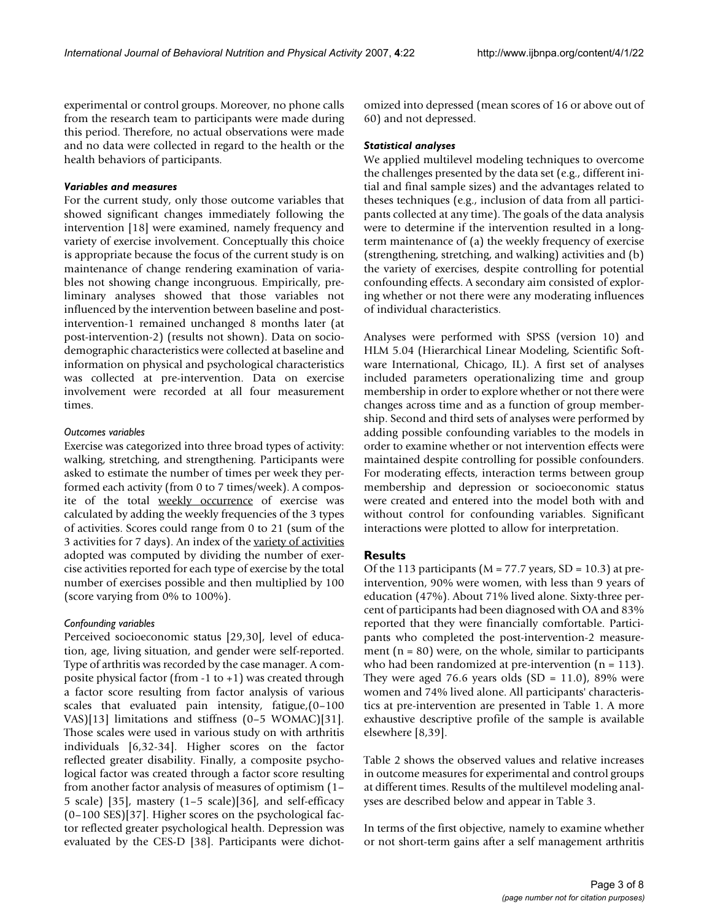experimental or control groups. Moreover, no phone calls from the research team to participants were made during this period. Therefore, no actual observations were made and no data were collected in regard to the health or the health behaviors of participants.

### *Variables and measures*

For the current study, only those outcome variables that showed significant changes immediately following the intervention [18] were examined, namely frequency and variety of exercise involvement. Conceptually this choice is appropriate because the focus of the current study is on maintenance of change rendering examination of variables not showing change incongruous. Empirically, preliminary analyses showed that those variables not influenced by the intervention between baseline and post-intervention-1 remained unchanged 8 months later (at post-intervention-2) (results not shown). Data on socio-demographic characteristics were collected at baseline and information on physical and psychological characteristics was collected at pre-intervention. Data on exercise involvement were recorded at all four measurement times.

#### *Outcomes variables*

Exercise was categorized into three broad types of activity: walking, stretching, and strengthening. Participants were asked to estimate the number of times per week they performed each activity (from 0 to 7 times/week). A composite of the total weekly occurrence of exercise was calculated by adding the weekly frequencies of the 3 types of activities. Scores could range from 0 to 21 (sum of the 3 activities for 7 days). An index of the variety of activities adopted was computed by dividing the number of exercise activities reported for each type of exercise by the total number of exercises possible and then multiplied by 100 (score varying from 0% to 100%).

#### *Confounding variables*

Perceived socioeconomic status [29,30], level of education, age, living situation, and gender were self-reported. Type of arthritis was recorded by the case manager. A composite physical factor (from -1 to +1) was created through a factor score resulting from factor analysis of various scales that evaluated pain intensity, fatigue,(0–100 VAS)[13] limitations and stiffness (0–5 WOMAC)[31]. Those scales were used in various study on with arthritis individuals [6,32-34]. Higher scores on the factor reflected greater disability. Finally, a composite psychological factor was created through a factor score resulting from another factor analysis of measures of optimism (1–5 scale) [35], mastery (1–5 scale)[36], and self-efficacy (0–100 SES)[37]. Higher scores on the psychological factor reflected greater psychological health. Depression was evaluated by the CES-D [38]. Participants were dichotomized into depressed (mean scores of 16 or above out of 60) and not depressed.

### *Statistical analyses*

We applied multilevel modeling techniques to overcome the challenges presented by the data set (e.g., different initial and final sample sizes) and the advantages related to theses techniques (e.g., inclusion of data from all participants collected at any time). The goals of the data analysis were to determine if the intervention resulted in a long-term maintenance of (a) the weekly frequency of exercise (strengthening, stretching, and walking) activities and (b) the variety of exercises, despite controlling for potential confounding effects. A secondary aim consisted of exploring whether or not there were any moderating influences of individual characteristics.

Analyses were performed with SPSS (version 10) and HLM 5.04 (Hierarchical Linear Modeling, Scientific Software International, Chicago, IL). A first set of analyses included parameters operationalizing time and group membership in order to explore whether or not there were changes across time and as a function of group membership. Second and third sets of analyses were performed by adding possible confounding variables to the models in order to examine whether or not intervention effects were maintained despite controlling for possible confounders. For moderating effects, interaction terms between group membership and depression or socioeconomic status were created and entered into the model both with and without control for confounding variables. Significant interactions were plotted to allow for interpretation.

## Results

Of the 113 participants (M = 77.7 years, SD = 10.3) at pre-intervention, 90% were women, with less than 9 years of education (47%). About 71% lived alone. Sixty-three percent of participants had been diagnosed with OA and 83% reported that they were financially comfortable. Participants who completed the post-intervention-2 measurement (n = 80) were, on the whole, similar to participants who had been randomized at pre-intervention (n = 113). They were aged 76.6 years olds (SD = 11.0), 89% were women and 74% lived alone. All participants' characteristics at pre-intervention are presented in Table 1. A more exhaustive descriptive profile of the sample is available elsewhere [8,39].

Table 2 shows the observed values and relative increases in outcome measures for experimental and control groups at different times. Results of the multilevel modeling analyses are described below and appear in Table 3.

In terms of the first objective, namely to examine whether or not short-term gains after a self management arthritis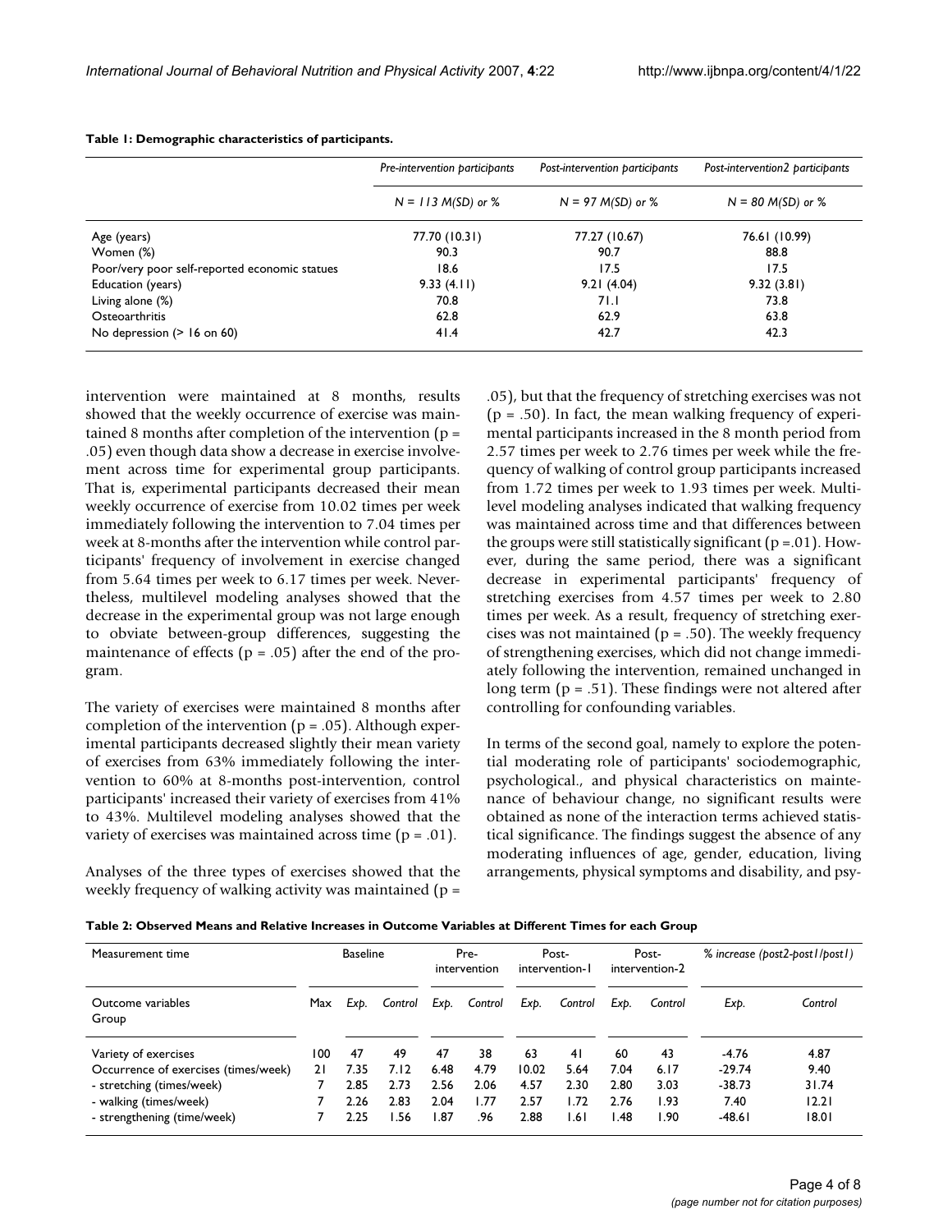**Table 1: Demographic characteristics of participants.**

| | Pre-intervention participants | Post-intervention participants | Post-intervention2 participants |
|---|---|---|---|
| | N = 113 M(SD) or % | N = 97 M(SD) or % | N = 80 M(SD) or % |
| Age (years) | 77.70 (10.31) | 77.27 (10.67) | 76.61 (10.99) |
| Women (%) | 90.3 | 90.7 | 88.8 |
| Poor/very poor self-reported economic statues | 18.6 | 17.5 | 17.5 |
| Education (years) | 9.33 (4.11) | 9.21 (4.04) | 9.32 (3.81) |
| Living alone (%) | 70.8 | 71.1 | 73.8 |
| Osteoarthritis | 62.8 | 62.9 | 63.8 |
| No depression (> 16 on 60) | 41.4 | 42.7 | 42.3 |

intervention were maintained at 8 months, results showed that the weekly occurrence of exercise was maintained 8 months after completion of the intervention (p = .05) even though data show a decrease in exercise involvement across time for experimental group participants. That is, experimental participants decreased their mean weekly occurrence of exercise from 10.02 times per week immediately following the intervention to 7.04 times per week at 8-months after the intervention while control participants' frequency of involvement in exercise changed from 5.64 times per week to 6.17 times per week. Nevertheless, multilevel modeling analyses showed that the decrease in the experimental group was not large enough to obviate between-group differences, suggesting the maintenance of effects (p = .05) after the end of the program.

The variety of exercises were maintained 8 months after completion of the intervention (p = .05). Although experimental participants decreased slightly their mean variety of exercises from 63% immediately following the intervention to 60% at 8-months post-intervention, control participants' increased their variety of exercises from 41% to 43%. Multilevel modeling analyses showed that the variety of exercises was maintained across time (p = .01).

Analyses of the three types of exercises showed that the weekly frequency of walking activity was maintained (p = .05), but that the frequency of stretching exercises was not (p = .50). In fact, the mean walking frequency of experimental participants increased in the 8 month period from 2.57 times per week to 2.76 times per week while the frequency of walking of control group participants increased from 1.72 times per week to 1.93 times per week. Multilevel modeling analyses indicated that walking frequency was maintained across time and that differences between the groups were still statistically significant (p =.01). However, during the same period, there was a significant decrease in experimental participants' frequency of stretching exercises from 4.57 times per week to 2.80 times per week. As a result, frequency of stretching exercises was not maintained (p = .50). The weekly frequency of strengthening exercises, which did not change immediately following the intervention, remained unchanged in long term (p = .51). These findings were not altered after controlling for confounding variables.

In terms of the second goal, namely to explore the potential moderating role of participants' sociodemographic, psychological., and physical characteristics on maintenance of behaviour change, no significant results were obtained as none of the interaction terms achieved statistical significance. The findings suggest the absence of any moderating influences of age, gender, education, living arrangements, physical symptoms and disability, and psy-

**Table 2: Observed Means and Relative Increases in Outcome Variables at Different Times for each Group**

| Measurement time | | Baseline | | Pre-intervention | | Post-intervention-1 | | Post-intervention-2 | | % increase (post2-post1/post1) | |
|---|---|---|---|---|---|---|---|---|---|---|---|
| Outcome variables Group | Max | Exp. | Control | Exp. | Control | Exp. | Control | Exp. | Control | Exp. | Control |
| Variety of exercises | 100 | 47 | 49 | 47 | 38 | 63 | 41 | 60 | 43 | -4.76 | 4.87 |
| Occurrence of exercises (times/week) | 21 | 7.35 | 7.12 | 6.48 | 4.79 | 10.02 | 5.64 | 7.04 | 6.17 | -29.74 | 9.40 |
| - stretching (times/week) | 7 | 2.85 | 2.73 | 2.56 | 2.06 | 4.57 | 2.30 | 2.80 | 3.03 | -38.73 | 31.74 |
| - walking (times/week) | 7 | 2.26 | 2.83 | 2.04 | 1.77 | 2.57 | 1.72 | 2.76 | 1.93 | 7.40 | 12.21 |
| - strengthening (time/week) | 7 | 2.25 | 1.56 | 1.87 | .96 | 2.88 | 1.61 | 1.48 | 1.90 | -48.61 | 18.01 |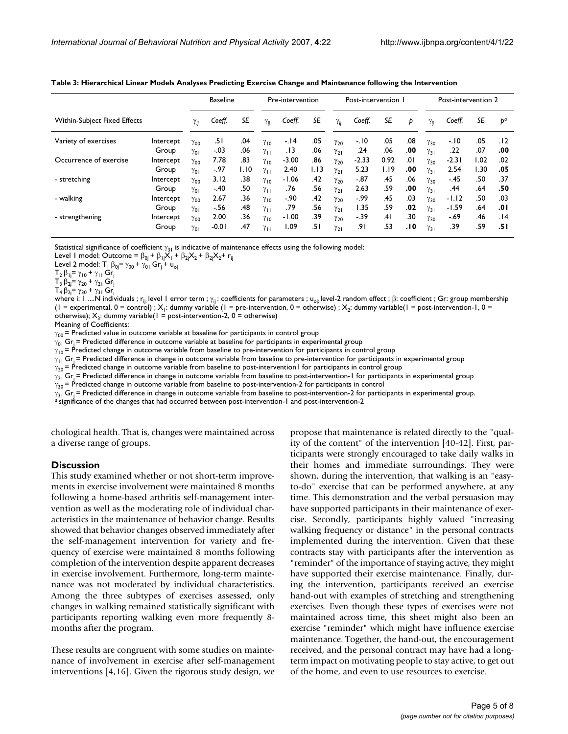**Table 3: Hierarchical Linear Models Analyses Predicting Exercise Change and Maintenance following the Intervention**

| Within-Subject Fixed Effects | | Baseline | | | Pre-intervention | | | Post-intervention 1 | | | | Post-intervention 2 | | | |
|---|---|---|---|---|---|---|---|---|---|---|---|---|---|---|---|
| | | $\gamma_{ij}$ | *Coeff.* | *SE* | $\gamma_{ij}$ | *Coeff.* | *SE* | $\gamma_{ij}$ | *Coeff.* | *SE* | *p* | $\gamma_{ij}$ | *Coeff.* | *SE* | $p^a$ |
| Variety of exercises | Intercept | $\gamma_{00}$ | .51 | .04 | $\gamma_{10}$ | -.14 | .05 | $\gamma_{20}$ | -.10 | .05 | .08 | $\gamma_{30}$ | -.10 | .05 | .12 |
| | Group | $\gamma_{01}$ | -.03 | .06 | $\gamma_{11}$ | .13 | .06 | $\gamma_{21}$ | .24 | .06 | **.00** | $\gamma_{31}$ | .22 | .07 | **.00** |
| Occurrence of exercise | Intercept | $\gamma_{00}$ | 7.78 | .83 | $\gamma_{10}$ | -3.00 | .86 | $\gamma_{20}$ | -2.33 | 0.92 | .01 | $\gamma_{30}$ | -2.31 | 1.02 | .02 |
| | Group | $\gamma_{01}$ | -.97 | 1.10 | $\gamma_{11}$ | 2.40 | 1.13 | $\gamma_{21}$ | 5.23 | 1.19 | **.00** | $\gamma_{31}$ | 2.54 | 1.30 | **.05** |
| - stretching | Intercept | $\gamma_{00}$ | 3.12 | .38 | $\gamma_{10}$ | -1.06 | .42 | $\gamma_{20}$ | -.87 | .45 | .06 | $\gamma_{30}$ | -.45 | .50 | .37 |
| | Group | $\gamma_{01}$ | -.40 | .50 | $\gamma_{11}$ | .76 | .56 | $\gamma_{21}$ | 2.63 | .59 | **.00** | $\gamma_{31}$ | .44 | .64 | **.50** |
| - walking | Intercept | $\gamma_{00}$ | 2.67 | .36 | $\gamma_{10}$ | -.90 | .42 | $\gamma_{20}$ | -.99 | .45 | .03 | $\gamma_{30}$ | -1.12 | .50 | .03 |
| | Group | $\gamma_{01}$ | -.56 | .48 | $\gamma_{11}$ | .79 | .56 | $\gamma_{21}$ | 1.35 | .59 | **.02** | $\gamma_{31}$ | -1.59 | .64 | **.01** |
| - strengthening | Intercept | $\gamma_{00}$ | 2.00 | .36 | $\gamma_{10}$ | -1.00 | .39 | $\gamma_{20}$ | -.39 | .41 | .30 | $\gamma_{30}$ | -.69 | .46 | .14 |
| | Group | $\gamma_{01}$ | -0.01 | .47 | $\gamma_{11}$ | 1.09 | .51 | $\gamma_{21}$ | .91 | .53 | **.10** | $\gamma_{31}$ | .39 | .59 | **.51** |

Statistical significance of coefficient $\gamma_{31}$ is indicative of maintenance effects using the following model:

Level 1 model: Outcome = $\beta_{0j} + \beta_{1j}X_1 + \beta_{2j}X_2 + \beta_{2j}X_2 + r_{ij}$

Level 2 model: $T_1\, \beta_{0j} = \gamma_{00} + \gamma_{01}\, Gr_j + u_{oj}$

$T_2\, \beta_{1j} = \gamma_{10} + \gamma_{11}\, Gr_j$

$T_3\, \beta_{2j} = \gamma_{20} + \gamma_{21}\, Gr_j$

$T_4\, \beta_{2j} = \gamma_{30} + \gamma_{31}\, Gr_j$

where i: 1 ....N individuals ; $r_{ij}$: level 1 error term ; $\gamma_{ij}$ : coefficients for parameters ; $u_{oj}$: level-2 random effect ; $\beta$: coefficient ; Gr: group membership (1 = experimental, 0 = control) ; $X_1$: dummy variable (1 = pre-intervention, 0 = otherwise) ; $X_2$: dummy variable(1 = post-intervention-1, 0 = otherwise); $X_3$: dummy variable(1 = post-intervention-2, 0 = otherwise)

Meaning of Coefficients:

$\gamma_{00}$ = Predicted value in outcome variable at baseline for participants in control group

$\gamma_{01}\, Gr_j$ = Predicted difference in outcome variable at baseline for participants in experimental group

$\gamma_{10}$ = Predicted change in outcome variable from baseline to pre-intervention for participants in control group

$\gamma_{11}\, Gr_j$ = Predicted difference in change in outcome variable from baseline to pre-intervention for participants in experimental group

$\gamma_{20}$ = Predicted change in outcome variable from baseline to post-intervention1 for participants in control group

$\gamma_{21}\, Gr_j$ = Predicted difference in change in outcome variable from baseline to post-intervention-1 for participants in experimental group

$\gamma_{30}$ = Predicted change in outcome variable from baseline to post-intervention-2 for participants in control

$\gamma_{31}\, Gr_j$ = Predicted difference in change in outcome variable from baseline to post-intervention-2 for participants in experimental group.

[a] significance of the changes that had occurred between post-intervention-1 and post-intervention-2

chological health. That is, changes were maintained across a diverse range of groups.

## Discussion

This study examined whether or not short-term improvements in exercise involvement were maintained 8 months following a home-based arthritis self-management intervention as well as the moderating role of individual characteristics in the maintenance of behavior change. Results showed that behavior changes observed immediately after the self-management intervention for variety and frequency of exercise were maintained 8 months following completion of the intervention despite apparent decreases in exercise involvement. Furthermore, long-term maintenance was not moderated by individual characteristics. Among the three subtypes of exercises assessed, only changes in walking remained statistically significant with participants reporting walking even more frequently 8-months after the program.

These results are congruent with some studies on maintenance of involvement in exercise after self-management interventions [4,16]. Given the rigorous study design, we propose that maintenance is related directly to the "quality of the content" of the intervention [40-42]. First, participants were strongly encouraged to take daily walks in their homes and immediate surroundings. They were shown, during the intervention, that walking is an "easy-to-do" exercise that can be performed anywhere, at any time. This demonstration and the verbal persuasion may have supported participants in their maintenance of exercise. Secondly, participants highly valued "increasing walking frequency or distance" in the personal contracts implemented during the intervention. Given that these contracts stay with participants after the intervention as "reminder" of the importance of staying active, they might have supported their exercise maintenance. Finally, during the intervention, participants received an exercise hand-out with examples of stretching and strengthening exercises. Even though these types of exercises were not maintained across time, this sheet might also been an exercise "reminder" which might have influence exercise maintenance. Together, the hand-out, the encouragement received, and the personal contract may have had a long-term impact on motivating people to stay active, to get out of the home, and even to use resources to exercise.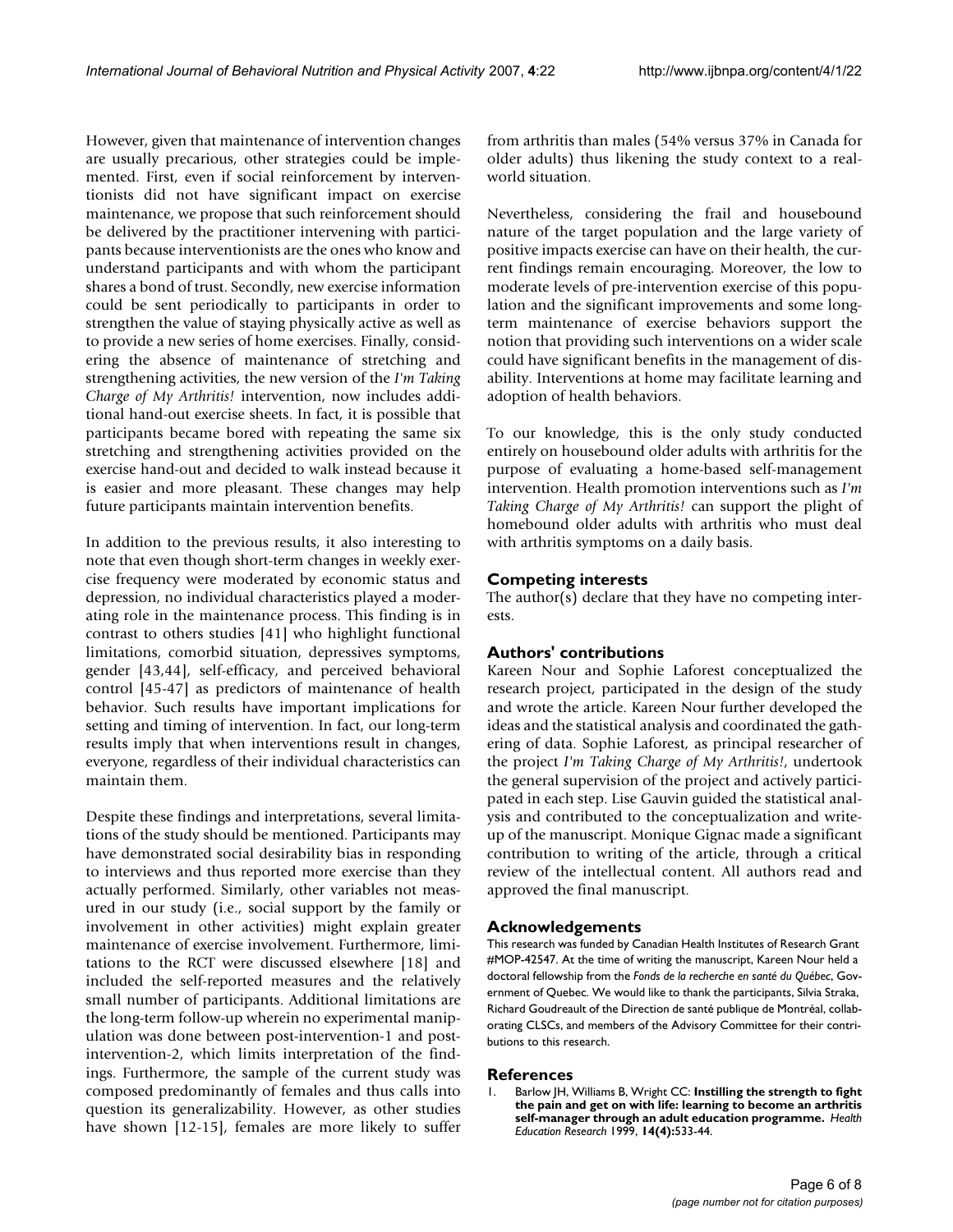However, given that maintenance of intervention changes are usually precarious, other strategies could be implemented. First, even if social reinforcement by interventionists did not have significant impact on exercise maintenance, we propose that such reinforcement should be delivered by the practitioner intervening with participants because interventionists are the ones who know and understand participants and with whom the participant shares a bond of trust. Secondly, new exercise information could be sent periodically to participants in order to strengthen the value of staying physically active as well as to provide a new series of home exercises. Finally, considering the absence of maintenance of stretching and strengthening activities, the new version of the *I'm Taking Charge of My Arthritis!* intervention, now includes additional hand-out exercise sheets. In fact, it is possible that participants became bored with repeating the same six stretching and strengthening activities provided on the exercise hand-out and decided to walk instead because it is easier and more pleasant. These changes may help future participants maintain intervention benefits.

In addition to the previous results, it also interesting to note that even though short-term changes in weekly exercise frequency were moderated by economic status and depression, no individual characteristics played a moderating role in the maintenance process. This finding is in contrast to others studies [41] who highlight functional limitations, comorbid situation, depressives symptoms, gender [43,44], self-efficacy, and perceived behavioral control [45-47] as predictors of maintenance of health behavior. Such results have important implications for setting and timing of intervention. In fact, our long-term results imply that when interventions result in changes, everyone, regardless of their individual characteristics can maintain them.

Despite these findings and interpretations, several limitations of the study should be mentioned. Participants may have demonstrated social desirability bias in responding to interviews and thus reported more exercise than they actually performed. Similarly, other variables not measured in our study (i.e., social support by the family or involvement in other activities) might explain greater maintenance of exercise involvement. Furthermore, limitations to the RCT were discussed elsewhere [18] and included the self-reported measures and the relatively small number of participants. Additional limitations are the long-term follow-up wherein no experimental manipulation was done between post-intervention-1 and post-intervention-2, which limits interpretation of the findings. Furthermore, the sample of the current study was composed predominantly of females and thus calls into question its generalizability. However, as other studies have shown [12-15], females are more likely to suffer from arthritis than males (54% versus 37% in Canada for older adults) thus likening the study context to a real-world situation.

Nevertheless, considering the frail and housebound nature of the target population and the large variety of positive impacts exercise can have on their health, the current findings remain encouraging. Moreover, the low to moderate levels of pre-intervention exercise of this population and the significant improvements and some long-term maintenance of exercise behaviors support the notion that providing such interventions on a wider scale could have significant benefits in the management of disability. Interventions at home may facilitate learning and adoption of health behaviors.

To our knowledge, this is the only study conducted entirely on housebound older adults with arthritis for the purpose of evaluating a home-based self-management intervention. Health promotion interventions such as *I'm Taking Charge of My Arthritis!* can support the plight of homebound older adults with arthritis who must deal with arthritis symptoms on a daily basis.

## Competing interests

The author(s) declare that they have no competing interests.

## Authors' contributions

Kareen Nour and Sophie Laforest conceptualized the research project, participated in the design of the study and wrote the article. Kareen Nour further developed the ideas and the statistical analysis and coordinated the gathering of data. Sophie Laforest, as principal researcher of the project *I'm Taking Charge of My Arthritis!*, undertook the general supervision of the project and actively participated in each step. Lise Gauvin guided the statistical analysis and contributed to the conceptualization and write-up of the manuscript. Monique Gignac made a significant contribution to writing of the article, through a critical review of the intellectual content. All authors read and approved the final manuscript.

## Acknowledgements

This research was funded by Canadian Health Institutes of Research Grant #MOP-42547. At the time of writing the manuscript, Kareen Nour held a doctoral fellowship from the *Fonds de la recherche en santé du Québec*, Government of Quebec. We would like to thank the participants, Silvia Straka, Richard Goudreault of the Direction de santé publique de Montréal, collaborating CLSCs, and members of the Advisory Committee for their contributions to this research.

## References

1. Barlow JH, Williams B, Wright CC: **Instilling the strength to fight the pain and get on with life: learning to become an arthritis self-manager through an adult education programme.** *Health Education Research* 1999, **14(4):**533-44.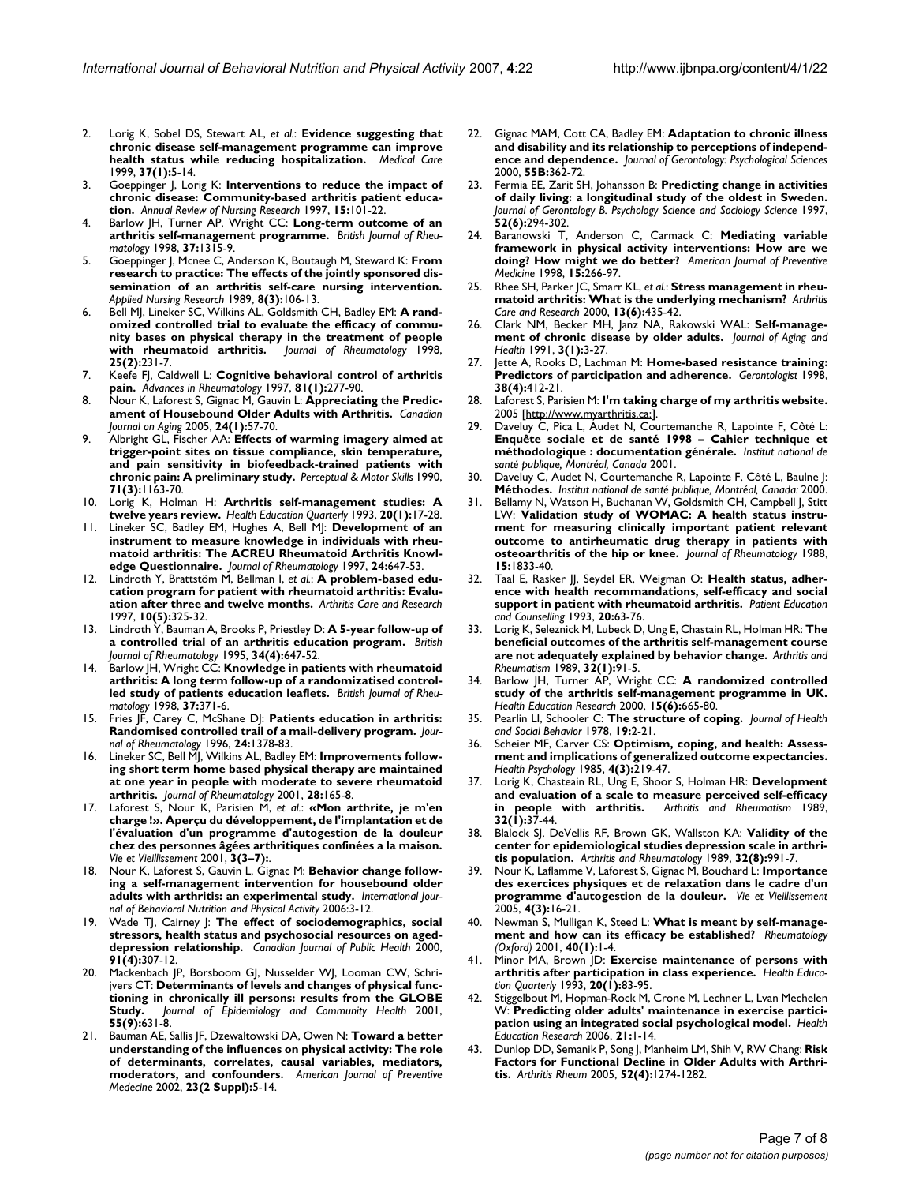2. Lorig K, Sobel DS, Stewart AL, *et al.*: **Evidence suggesting that chronic disease self-management programme can improve health status while reducing hospitalization.** *Medical Care* 1999, **37(1):**5-14.
3. Goeppinger J, Lorig K: **Interventions to reduce the impact of chronic disease: Community-based arthritis patient education.** *Annual Review of Nursing Research* 1997, **15:**101-22.
4. Barlow JH, Turner AP, Wright CC: **Long-term outcome of an arthritis self-management programme.** *British Journal of Rheumatology* 1998, **37:**1315-9.
5. Goeppinger J, Mcnee C, Anderson K, Boutaugh M, Steward K: **From research to practice: The effects of the jointly sponsored dissemination of an arthritis self-care nursing intervention.** *Applied Nursing Research* 1989, **8(3):**106-13.
6. Bell MJ, Lineker SC, Wilkins AL, Goldsmith CH, Badley EM: **A randomized controlled trial to evaluate the efficacy of community bases on physical therapy in the treatment of people with rheumatoid arthritis.** *Journal of Rheumatology* 1998, **25(2):**231-7.
7. Keefe FJ, Caldwell L: **Cognitive behavioral control of arthritis pain.** *Advances in Rheumatology* 1997, **81(1):**277-90.
8. Nour K, Laforest S, Gignac M, Gauvin L: **Appreciating the Predicament of Housebound Older Adults with Arthritis.** *Canadian Journal on Aging* 2005, **24(1):**57-70.
9. Albright GL, Fischer AA: **Effects of warming imagery aimed at trigger-point sites on tissue compliance, skin temperature, and pain sensitivity in biofeedback-trained patients with chronic pain: A preliminary study.** *Perceptual & Motor Skills* 1990, **71(3):**1163-70.
10. Lorig K, Holman H: **Arthritis self-management studies: A twelve years review.** *Health Education Quarterly* 1993, **20(1):**17-28.
11. Lineker SC, Badley EM, Hughes A, Bell MJ: **Development of an instrument to measure knowledge in individuals with rheumatoid arthritis: The ACREU Rheumatoid Arthritis Knowledge Questionnaire.** *Journal of Rheumatology* 1997, **24:**647-53.
12. Lindroth Y, Brattstöm M, Bellman I, *et al.*: **A problem-based education program for patient with rheumatoid arthritis: Evaluation after three and twelve months.** *Arthritis Care and Research* 1997, **10(5):**325-32.
13. Lindroth Y, Bauman A, Brooks P, Priestley D: **A 5-year follow-up of a controlled trial of an arthritis education program.** *British Journal of Rheumatology* 1995, **34(4):**647-52.
14. Barlow JH, Wright CC: **Knowledge in patients with rheumatoid arthritis: A long term follow-up of a randomizatised controlled study of patients education leaflets.** *British Journal of Rheumatology* 1998, **37:**371-6.
15. Fries JF, Carey C, McShane DJ: **Patients education in arthritis: Randomised controlled trail of a mail-delivery program.** *Journal of Rheumatology* 1996, **24:**1378-83.
16. Lineker SC, Bell MJ, Wilkins AL, Badley EM: **Improvements following short term home based physical therapy are maintained at one year in people with moderate to severe rheumatoid arthritis.** *Journal of Rheumatology* 2001, **28:**165-8.
17. Laforest S, Nour K, Parisien M, *et al.*: **«Mon arthrite, je m'en charge !». Aperçu du développement, de l'implantation et de l'évaluation d'un programme d'autogestion de la douleur chez des personnes âgées arthritiques confinées a la maison.** *Vie et Vieillissement* 2001, **3(3–7):**.
18. Nour K, Laforest S, Gauvin L, Gignac M: **Behavior change following a self-management intervention for housebound older adults with arthritis: an experimental study.** *International Journal of Behavioral Nutrition and Physical Activity* 2006:3-12.
19. Wade TJ, Cairney J: **The effect of sociodemographics, social stressors, health status and psychosocial resources on aged-depression relationship.** *Canadian Journal of Public Health* 2000, **91(4):**307-12.
20. Mackenbach JP, Borsboom GJ, Nusselder WJ, Looman CW, Schrijvers CT: **Determinants of levels and changes of physical functioning in chronically ill persons: results from the GLOBE Study.** *Journal of Epidemiology and Community Health* 2001, **55(9):**631-8.
21. Bauman AE, Sallis JF, Dzewaltowski DA, Owen N: **Toward a better understanding of the influences on physical activity: The role of determinants, correlates, causal variables, mediators, moderators, and confounders.** *American Journal of Preventive Medecine* 2002, **23(2 Suppl):**5-14.
22. Gignac MAM, Cott CA, Badley EM: **Adaptation to chronic illness and disability and its relationship to perceptions of independence and dependence.** *Journal of Gerontology: Psychological Sciences* 2000, **55B:**362-72.
23. Fermia EE, Zarit SH, Johansson B: **Predicting change in activities of daily living: a longitudinal study of the oldest in Sweden.** *Journal of Gerontology B. Psychology Science and Sociology Science* 1997, **52(6):**294-302.
24. Baranowski T, Anderson C, Carmack C: **Mediating variable framework in physical activity interventions: How are we doing? How might we do better?** *American Journal of Preventive Medicine* 1998, **15:**266-97.
25. Rhee SH, Parker JC, Smarr KL, *et al.*: **Stress management in rheumatoid arthritis: What is the underlying mechanism?** *Arthritis Care and Research* 2000, **13(6):**435-42.
26. Clark NM, Becker MH, Janz NA, Rakowski WAL: **Self-management of chronic disease by older adults.** *Journal of Aging and Health* 1991, **3(1):**3-27.
27. Jette A, Rooks D, Lachman M: **Home-based resistance training: Predictors of participation and adherence.** *Gerontologist* 1998, **38(4):**412-21.
28. Laforest S, Parisien M: **I'm taking charge of my arthritis website.** 2005 [http://www.myarthritis.ca:].
29. Daveluy C, Pica L, Audet N, Courtemanche R, Lapointe F, Côté L: **Enquête sociale et de santé 1998 – Cahier technique et méthodologique : documentation générale.** *Institut national de santé publique, Montréal, Canada* 2001.
30. Daveluy C, Audet N, Courtemanche R, Lapointe F, Côté L, Baulne J: **Méthodes.** *Institut national de santé publique, Montréal, Canada:* 2000.
31. Bellamy N, Watson H, Buchanan W, Goldsmith CH, Campbell J, Stitt LW: **Validation study of WOMAC: A health status instrument for measuring clinically important patient relevant outcome to antirheumatic drug therapy in patients with osteoarthritis of the hip or knee.** *Journal of Rheumatology* 1988, **15:**1833-40.
32. Taal E, Rasker JJ, Seydel ER, Weigman O: **Health status, adherence with health recommendations, self-efficacy and social support in patient with rheumatoid arthritis.** *Patient Education and Counselling* 1993, **20:**63-76.
33. Lorig K, Seleznick M, Lubeck D, Ung E, Chastain RL, Holman HR: **The beneficial outcomes of the arthritis self-management course are not adequately explained by behavior change.** *Arthritis and Rheumatism* 1989, **32(1):**91-5.
34. Barlow JH, Turner AP, Wright CC: **A randomized controlled study of the arthritis self-management programme in UK.** *Health Education Research* 2000, **15(6):**665-80.
35. Pearlin LI, Schooler C: **The structure of coping.** *Journal of Health and Social Behavior* 1978, **19:**2-21.
36. Scheier MF, Carver CS: **Optimism, coping, and health: Assessment and implications of generalized outcome expectancies.** *Health Psychology* 1985, **4(3):**219-47.
37. Lorig K, Chasteain RL, Ung E, Shoor S, Holman HR: **Development and evaluation of a scale to measure perceived self-efficacy in people with arthritis.** *Arthritis and Rheumatism* 1989, **32(1):**37-44.
38. Blalock SJ, DeVellis RF, Brown GK, Wallston KA: **Validity of the center for epidemiological studies depression scale in arthritis population.** *Arthritis and Rheumatology* 1989, **32(8):**991-7.
39. Nour K, Laflamme V, Laforest S, Gignac M, Bouchard L: **Importance des exercices physiques et de relaxation dans le cadre d'un programme d'autogestion de la douleur.** *Vie et Vieillissement* 2005, **4(3):**16-21.
40. Newman S, Mulligan K, Steed L: **What is meant by self-management and how can its efficacy be established?** *Rheumatology (Oxford)* 2001, **40(1):**1-4.
41. Minor MA, Brown JD: **Exercise maintenance of persons with arthritis after participation in class experience.** *Health Education Quarterly* 1993, **20(1):**83-95.
42. Stiggelbout M, Hopman-Rock M, Crone M, Lechner L, Lvan Mechelen W: **Predicting older adults' maintenance in exercise participation using an integrated social psychological model.** *Health Education Research* 2006, **21:**1-14.
43. Dunlop DD, Semanik P, Song J, Manheim LM, Shih V, RW Chang: **Risk Factors for Functional Decline in Older Adults with Arthritis.** *Arthritis Rheum* 2005, **52(4):**1274-1282.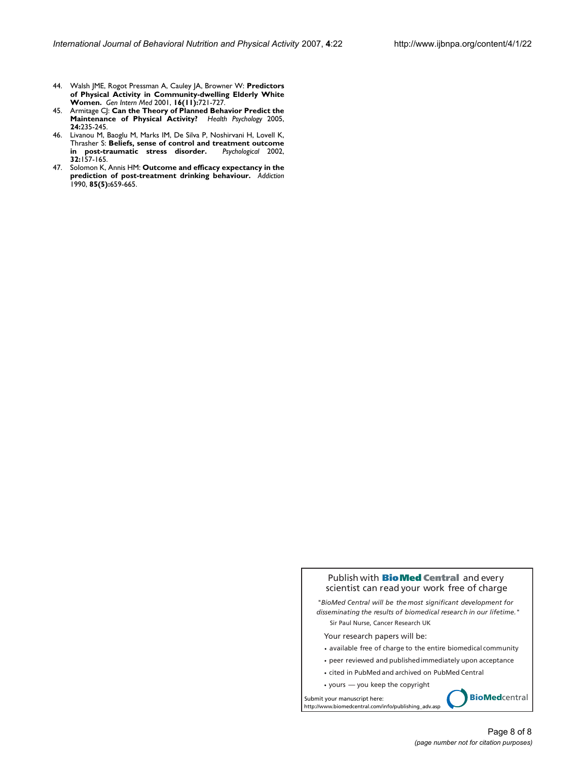44. Walsh JME, Rogot Pressman A, Cauley JA, Browner W: **Predictors of Physical Activity in Community-dwelling Elderly White Women.** *Gen Intern Med* 2001, **16(11):**721-727.
45. Armitage CJ: **Can the Theory of Planned Behavior Predict the Maintenance of Physical Activity?** *Health Psychology* 2005, **24:**235-245.
46. Livanou M, Baoglu M, Marks IM, De Silva P, Noshirvani H, Lovell K, Thrasher S: **Beliefs, sense of control and treatment outcome in post-traumatic stress disorder.** *Psychological* 2002, **32:**157-165.
47. Solomon K, Annis HM: **Outcome and efficacy expectancy in the prediction of post-treatment drinking behaviour.** *Addiction* 1990, **85(5):**659-665.

Publish with **BioMed Central** and every scientist can read your work free of charge

*"BioMed Central will be the most significant development for disseminating the results of biomedical research in our lifetime."*

Sir Paul Nurse, Cancer Research UK

Your research papers will be:

- available free of charge to the entire biomedical community
- peer reviewed and published immediately upon acceptance
- cited in PubMed and archived on PubMed Central
- yours — you keep the copyright

Submit your manuscript here:
http://www.biomedcentral.com/info/publishing_adv.asp

**BioMed**central